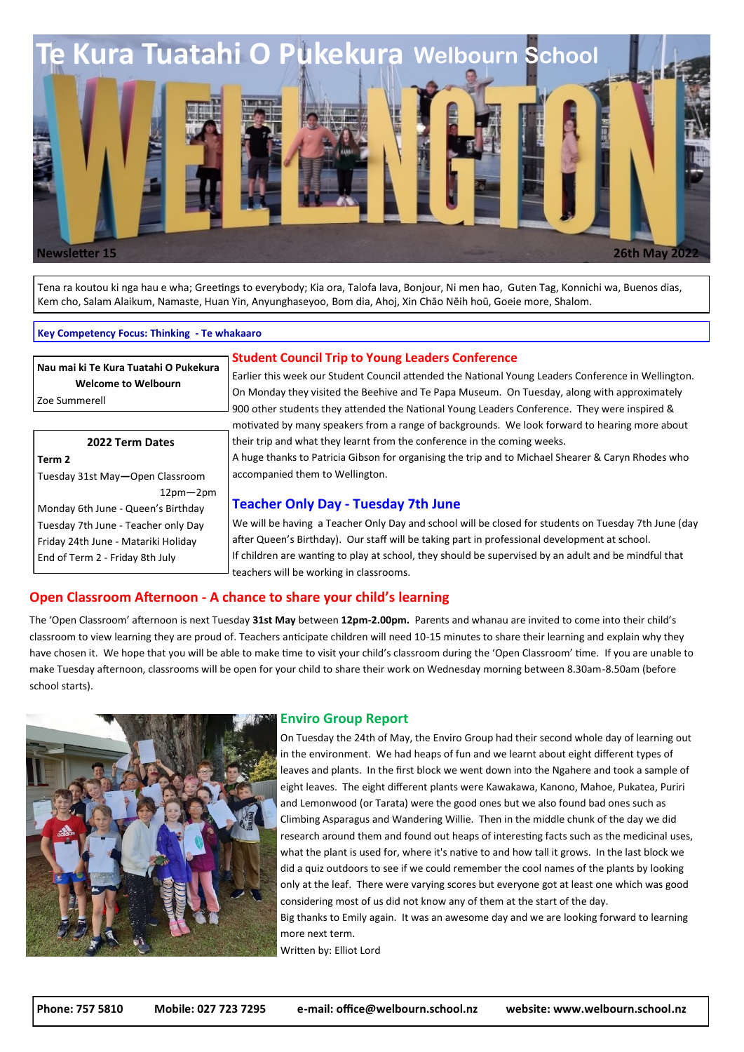# Te Kura Tuatahi O Pukekura Welbourn School

**Newsletter 15** **26th May 2022**

Tena ra koutou ki nga hau e wha; Greetings to everybody; Kia ora, Talofa lava, Bonjour, Ni men hao, Guten Tag, Konnichi wa, Buenos dias, Kem cho, Salam Alaikum, Namaste, Huan Yin, Anyunghaseyoo, Bom dia, Ahoj, Xin Chāo Nēih hoū, Goeie more, Shalom.

**Key Competency Focus: Thinking - Te whakaaro**

**Nau mai ki Te Kura Tuatahi O Pukekura**
**Welcome to Welbourn**
Zoe Summerell

**2022 Term Dates**

**Term 2**
- Tuesday 31st May—Open Classroom 12pm—2pm
- Monday 6th June - Queen's Birthday
- Tuesday 7th June - Teacher only Day
- Friday 24th June - Matariki Holiday
- End of Term 2 - Friday 8th July

## Student Council Trip to Young Leaders Conference

Earlier this week our Student Council attended the National Young Leaders Conference in Wellington. On Monday they visited the Beehive and Te Papa Museum. On Tuesday, along with approximately 900 other students they attended the National Young Leaders Conference. They were inspired & motivated by many speakers from a range of backgrounds. We look forward to hearing more about their trip and what they learnt from the conference in the coming weeks.

A huge thanks to Patricia Gibson for organising the trip and to Michael Shearer & Caryn Rhodes who accompanied them to Wellington.

## Teacher Only Day - Tuesday 7th June

We will be having a Teacher Only Day and school will be closed for students on Tuesday 7th June (day after Queen's Birthday). Our staff will be taking part in professional development at school.

If children are wanting to play at school, they should be supervised by an adult and be mindful that teachers will be working in classrooms.

## Open Classroom Afternoon - A chance to share your child's learning

The 'Open Classroom' afternoon is next Tuesday **31st May** between **12pm-2.00pm.** Parents and whanau are invited to come into their child's classroom to view learning they are proud of. Teachers anticipate children will need 10-15 minutes to share their learning and explain why they have chosen it. We hope that you will be able to make time to visit your child's classroom during the 'Open Classroom' time. If you are unable to make Tuesday afternoon, classrooms will be open for your child to share their work on Wednesday morning between 8.30am-8.50am (before school starts).

## Enviro Group Report

On Tuesday the 24th of May, the Enviro Group had their second whole day of learning out in the environment. We had heaps of fun and we learnt about eight different types of leaves and plants. In the first block we went down into the Ngahere and took a sample of eight leaves. The eight different plants were Kawakawa, Kanono, Mahoe, Pukatea, Puriri and Lemonwood (or Tarata) were the good ones but we also found bad ones such as Climbing Asparagus and Wandering Willie. Then in the middle chunk of the day we did research around them and found out heaps of interesting facts such as the medicinal uses, what the plant is used for, where it's native to and how tall it grows. In the last block we did a quiz outdoors to see if we could remember the cool names of the plants by looking only at the leaf. There were varying scores but everyone got at least one which was good considering most of us did not know any of them at the start of the day.

Big thanks to Emily again. It was an awesome day and we are looking forward to learning more next term.

Written by: Elliot Lord

**Phone: 757 5810** **Mobile: 027 723 7295** **e-mail: office@welbourn.school.nz** **website: www.welbourn.school.nz**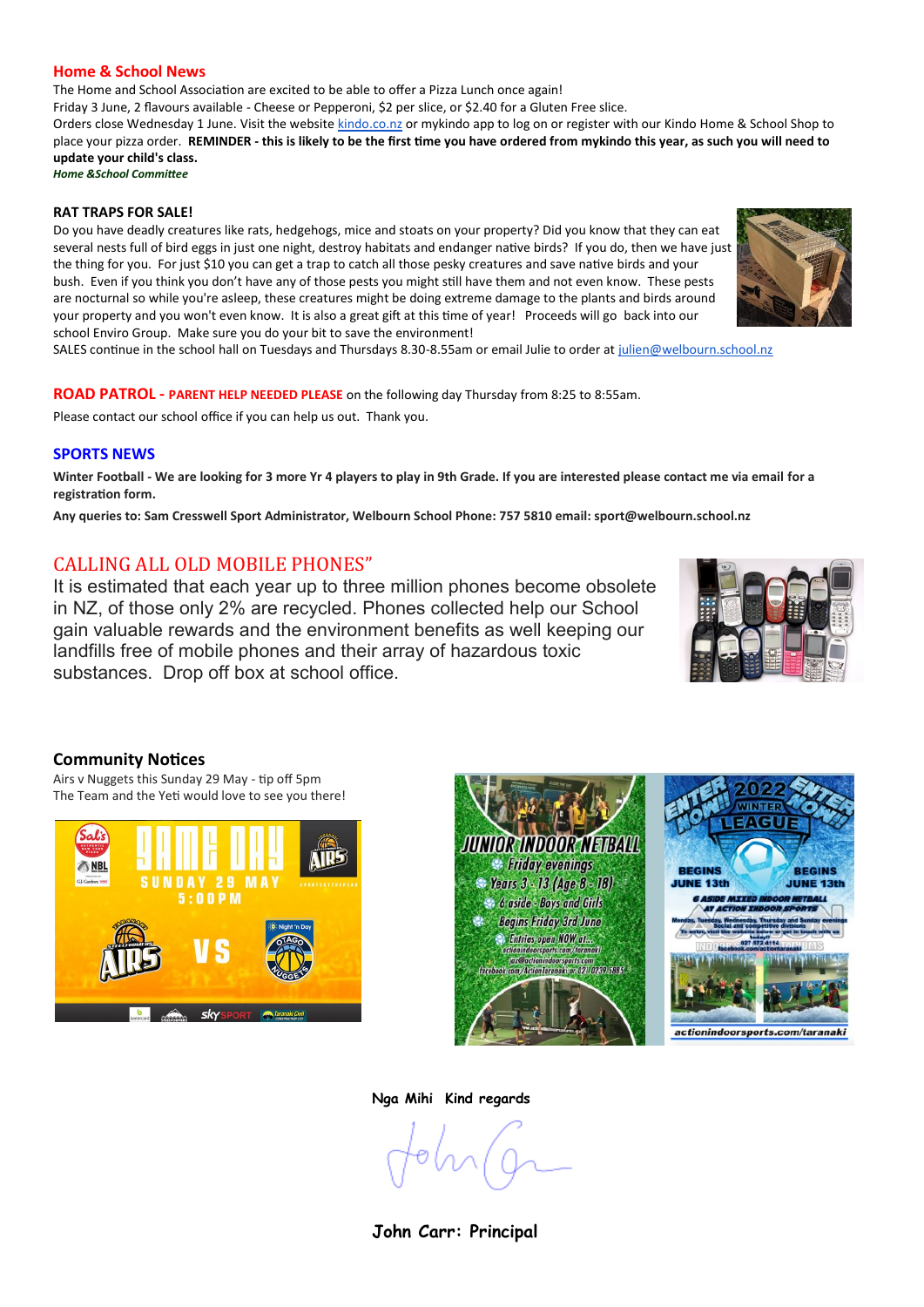## Home & School News

The Home and School Association are excited to be able to offer a Pizza Lunch once again!

Friday 3 June, 2 flavours available - Cheese or Pepperoni, $2 per slice, or $2.40 for a Gluten Free slice.

Orders close Wednesday 1 June. Visit the website kindo.co.nz or mykindo app to log on or register with our Kindo Home & School Shop to place your pizza order. **REMINDER - this is likely to be the first time you have ordered from mykindo this year, as such you will need to update your child's class.**

***Home &School Committee***

### RAT TRAPS FOR SALE!

Do you have deadly creatures like rats, hedgehogs, mice and stoats on your property? Did you know that they can eat several nests full of bird eggs in just one night, destroy habitats and endanger native birds? If you do, then we have just the thing for you. For just $10 you can get a trap to catch all those pesky creatures and save native birds and your bush. Even if you think you don't have any of those pests you might still have them and not even know. These pests are nocturnal so while you're asleep, these creatures might be doing extreme damage to the plants and birds around your property and you won't even know. It is also a great gift at this time of year! Proceeds will go back into our school Enviro Group. Make sure you do your bit to save the environment!

SALES continue in the school hall on Tuesdays and Thursdays 8.30-8.55am or email Julie to order at julien@welbourn.school.nz

**ROAD PATROL - PARENT HELP NEEDED PLEASE** on the following day Thursday from 8:25 to 8:55am.

Please contact our school office if you can help us out. Thank you.

## SPORTS NEWS

**Winter Football - We are looking for 3 more Yr 4 players to play in 9th Grade. If you are interested please contact me via email for a registration form.**

**Any queries to: Sam Cresswell Sport Administrator, Welbourn School Phone: 757 5810 email: sport@welbourn.school.nz**

## CALLING ALL OLD MOBILE PHONES"

It is estimated that each year up to three million phones become obsolete in NZ, of those only 2% are recycled. Phones collected help our School gain valuable rewards and the environment benefits as well keeping our landfills free of mobile phones and their array of hazardous toxic substances. Drop off box at school office.

## Community Notices

Airs v Nuggets this Sunday 29 May - tip off 5pm

The Team and the Yeti would love to see you there!

Nga Mihi Kind regards

**John Carr: Principal**